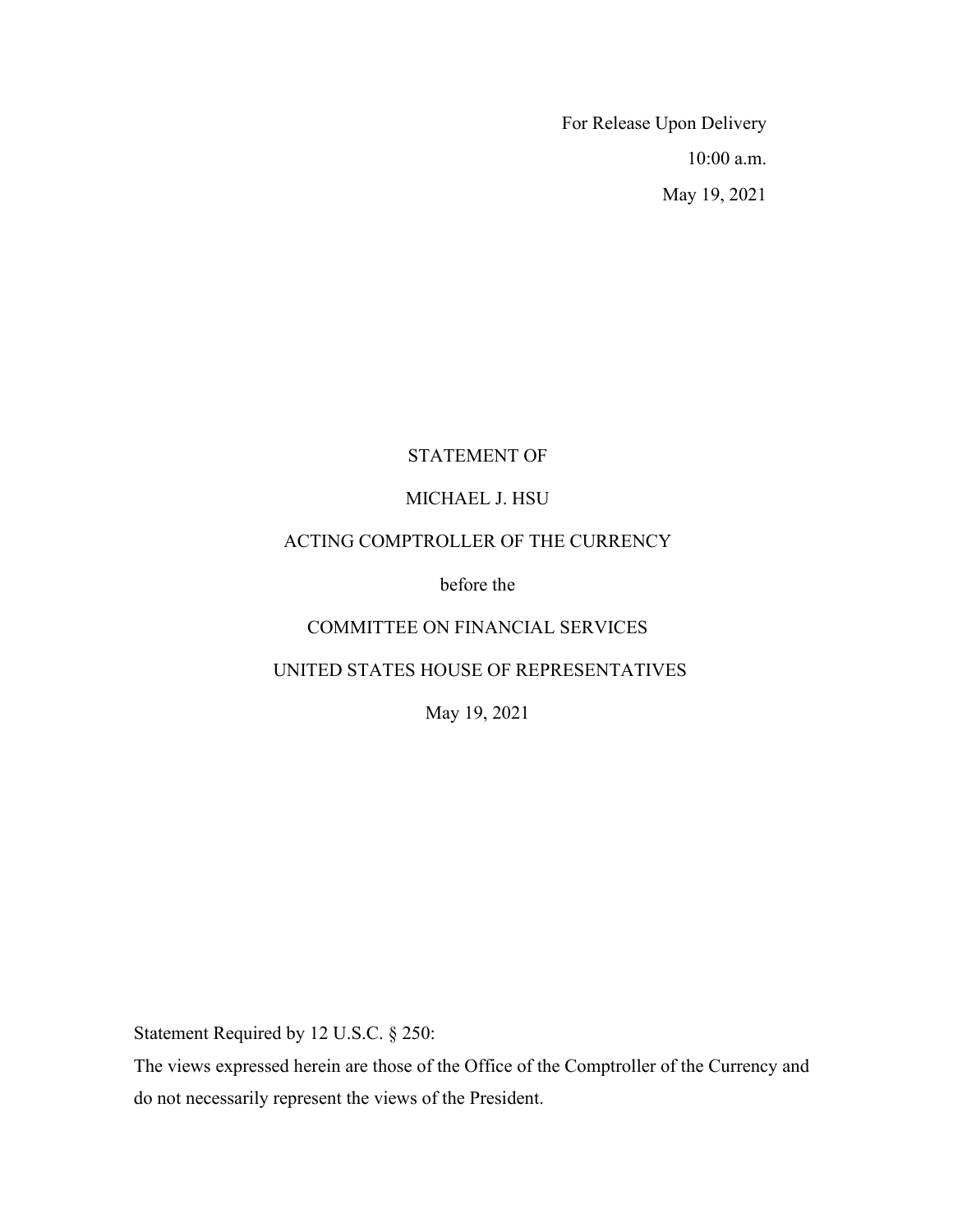For Release Upon Delivery

10:00 a.m.

May 19, 2021

STATEMENT OF

MICHAEL J. HSU

ACTING COMPTROLLER OF THE CURRENCY

before the

COMMITTEE ON FINANCIAL SERVICES

UNITED STATES HOUSE OF REPRESENTATIVES

May 19, 2021

Statement Required by 12 U.S.C. § 250:

The views expressed herein are those of the Office of the Comptroller of the Currency and do not necessarily represent the views of the President.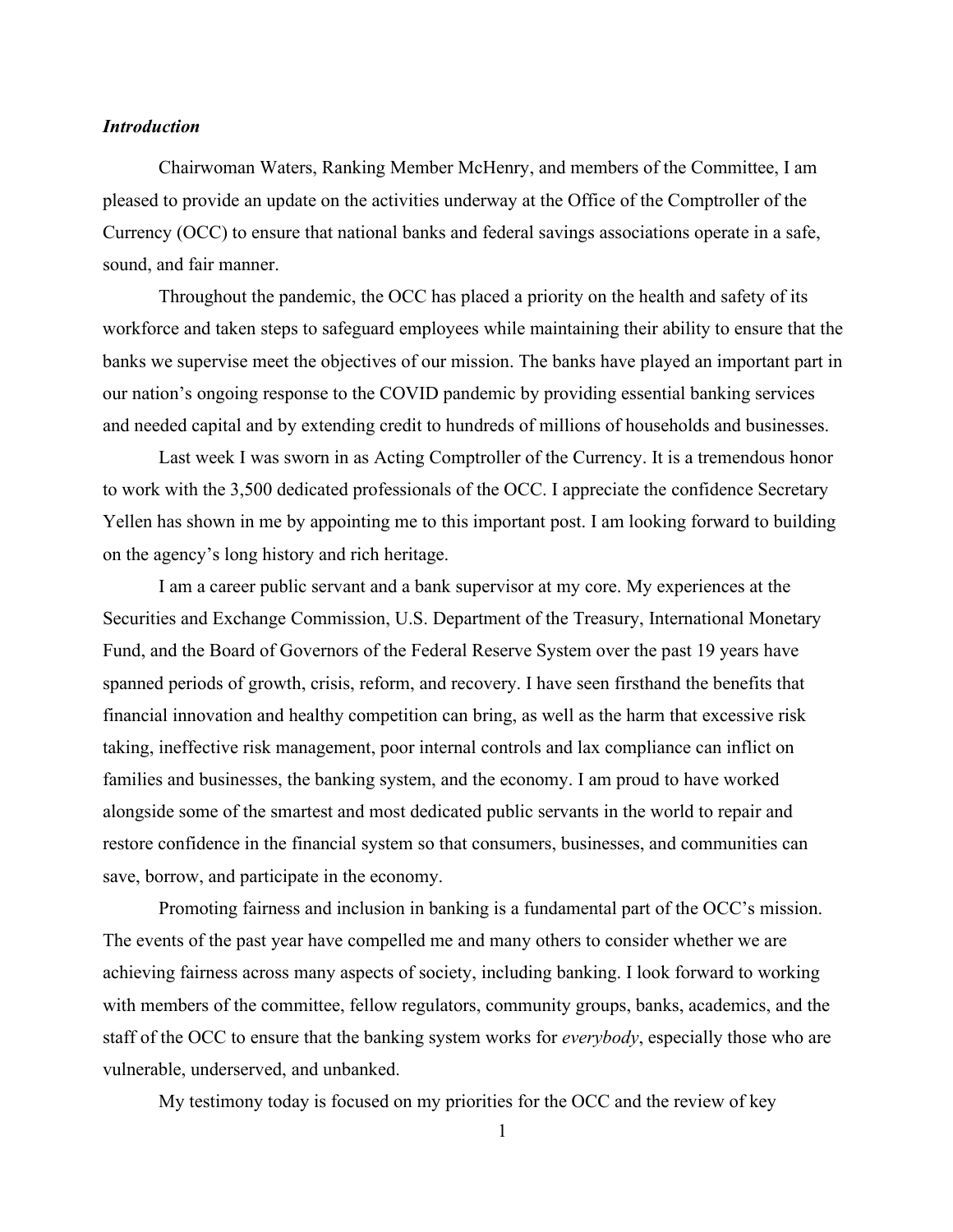### *Introduction*

Chairwoman Waters, Ranking Member McHenry, and members of the Committee, I am pleased to provide an update on the activities underway at the Office of the Comptroller of the Currency (OCC) to ensure that national banks and federal savings associations operate in a safe, sound, and fair manner.

Throughout the pandemic, the OCC has placed a priority on the health and safety of its workforce and taken steps to safeguard employees while maintaining their ability to ensure that the banks we supervise meet the objectives of our mission. The banks have played an important part in our nation's ongoing response to the COVID pandemic by providing essential banking services and needed capital and by extending credit to hundreds of millions of households and businesses.

Last week I was sworn in as Acting Comptroller of the Currency. It is a tremendous honor to work with the 3,500 dedicated professionals of the OCC. I appreciate the confidence Secretary Yellen has shown in me by appointing me to this important post. I am looking forward to building on the agency's long history and rich heritage.

I am a career public servant and a bank supervisor at my core. My experiences at the Securities and Exchange Commission, U.S. Department of the Treasury, International Monetary Fund, and the Board of Governors of the Federal Reserve System over the past 19 years have spanned periods of growth, crisis, reform, and recovery. I have seen firsthand the benefits that financial innovation and healthy competition can bring, as well as the harm that excessive risk taking, ineffective risk management, poor internal controls and lax compliance can inflict on families and businesses, the banking system, and the economy. I am proud to have worked alongside some of the smartest and most dedicated public servants in the world to repair and restore confidence in the financial system so that consumers, businesses, and communities can save, borrow, and participate in the economy.

Promoting fairness and inclusion in banking is a fundamental part of the OCC's mission. The events of the past year have compelled me and many others to consider whether we are achieving fairness across many aspects of society, including banking. I look forward to working with members of the committee, fellow regulators, community groups, banks, academics, and the staff of the OCC to ensure that the banking system works for *everybody*, especially those who are vulnerable, underserved, and unbanked.

My testimony today is focused on my priorities for the OCC and the review of key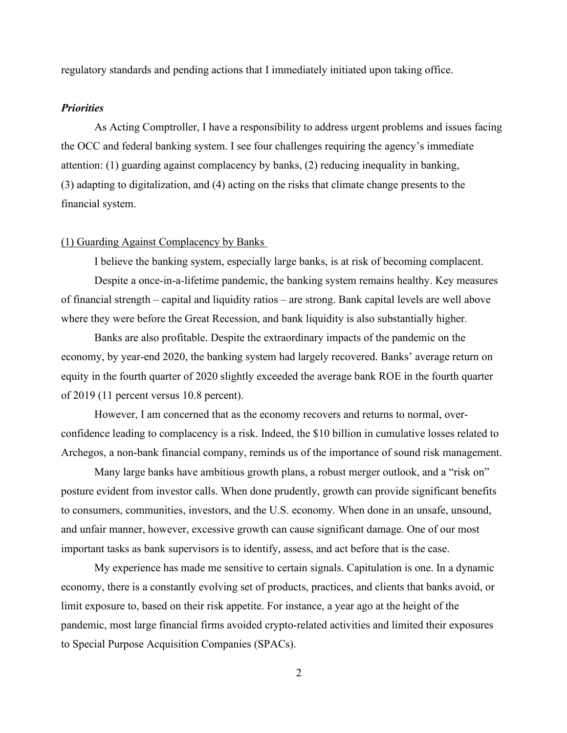regulatory standards and pending actions that I immediately initiated upon taking office.

### *Priorities*

As Acting Comptroller, I have a responsibility to address urgent problems and issues facing the OCC and federal banking system. I see four challenges requiring the agency's immediate attention: (1) guarding against complacency by banks, (2) reducing inequality in banking, (3) adapting to digitalization, and (4) acting on the risks that climate change presents to the financial system.

#### (1) Guarding Against Complacency by Banks

I believe the banking system, especially large banks, is at risk of becoming complacent.

Despite a once-in-a-lifetime pandemic, the banking system remains healthy. Key measures of financial strength – capital and liquidity ratios – are strong. Bank capital levels are well above where they were before the Great Recession, and bank liquidity is also substantially higher.

Banks are also profitable. Despite the extraordinary impacts of the pandemic on the economy, by year-end 2020, the banking system had largely recovered. Banks' average return on equity in the fourth quarter of 2020 slightly exceeded the average bank ROE in the fourth quarter of 2019 (11 percent versus 10.8 percent).

However, I am concerned that as the economy recovers and returns to normal, over-confidence leading to complacency is a risk. Indeed, the $10 billion in cumulative losses related to Archegos, a non-bank financial company, reminds us of the importance of sound risk management.

Many large banks have ambitious growth plans, a robust merger outlook, and a "risk on" posture evident from investor calls. When done prudently, growth can provide significant benefits to consumers, communities, investors, and the U.S. economy. When done in an unsafe, unsound, and unfair manner, however, excessive growth can cause significant damage. One of our most important tasks as bank supervisors is to identify, assess, and act before that is the case.

My experience has made me sensitive to certain signals. Capitulation is one. In a dynamic economy, there is a constantly evolving set of products, practices, and clients that banks avoid, or limit exposure to, based on their risk appetite. For instance, a year ago at the height of the pandemic, most large financial firms avoided crypto-related activities and limited their exposures to Special Purpose Acquisition Companies (SPACs).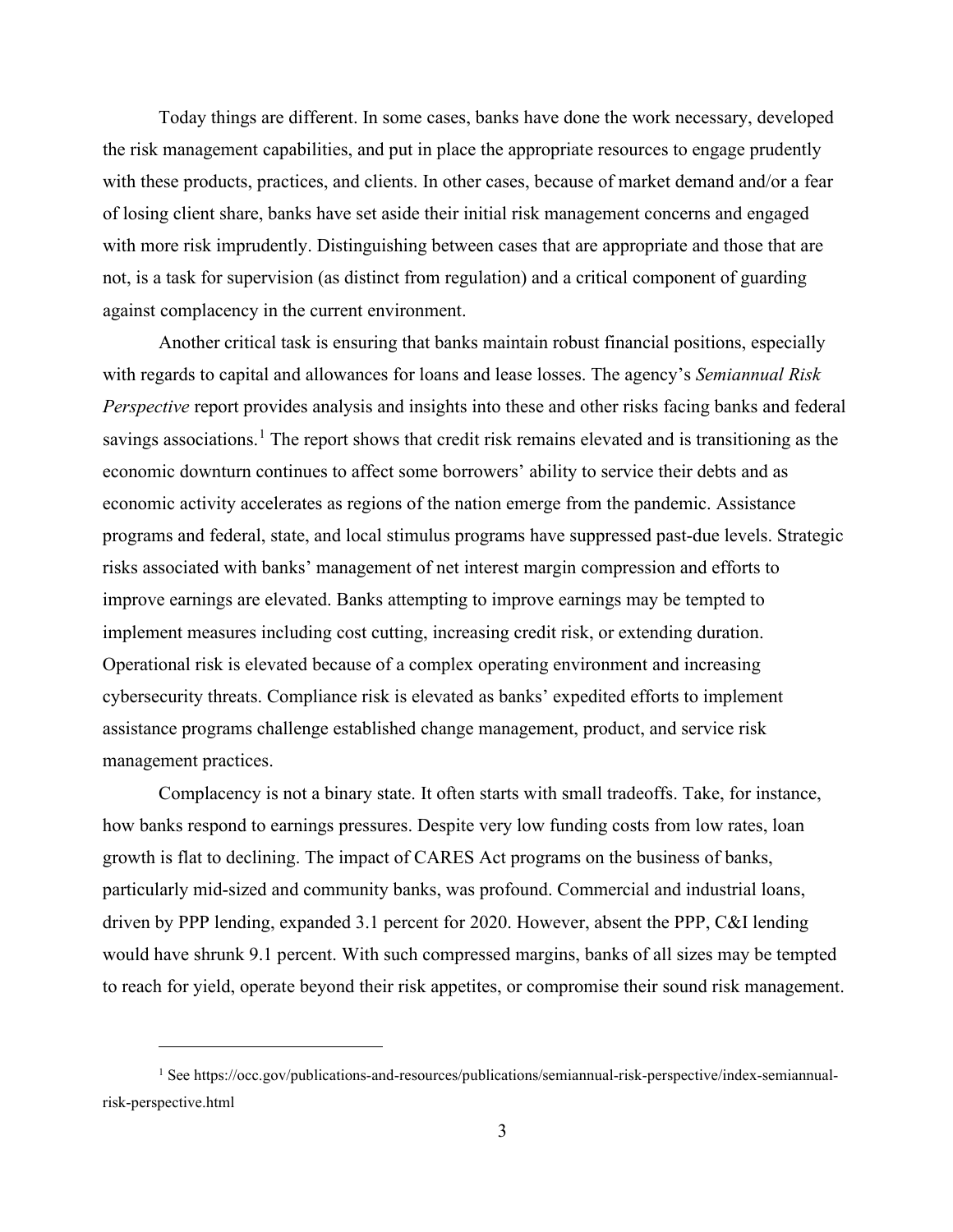Today things are different. In some cases, banks have done the work necessary, developed the risk management capabilities, and put in place the appropriate resources to engage prudently with these products, practices, and clients. In other cases, because of market demand and/or a fear of losing client share, banks have set aside their initial risk management concerns and engaged with more risk imprudently. Distinguishing between cases that are appropriate and those that are not, is a task for supervision (as distinct from regulation) and a critical component of guarding against complacency in the current environment.

Another critical task is ensuring that banks maintain robust financial positions, especially with regards to capital and allowances for loans and lease losses. The agency's *Semiannual Risk Perspective* report provides analysis and insights into these and other risks facing banks and federal savings associations.[1] The report shows that credit risk remains elevated and is transitioning as the economic downturn continues to affect some borrowers' ability to service their debts and as economic activity accelerates as regions of the nation emerge from the pandemic. Assistance programs and federal, state, and local stimulus programs have suppressed past-due levels. Strategic risks associated with banks' management of net interest margin compression and efforts to improve earnings are elevated. Banks attempting to improve earnings may be tempted to implement measures including cost cutting, increasing credit risk, or extending duration. Operational risk is elevated because of a complex operating environment and increasing cybersecurity threats. Compliance risk is elevated as banks' expedited efforts to implement assistance programs challenge established change management, product, and service risk management practices.

Complacency is not a binary state. It often starts with small tradeoffs. Take, for instance, how banks respond to earnings pressures. Despite very low funding costs from low rates, loan growth is flat to declining. The impact of CARES Act programs on the business of banks, particularly mid-sized and community banks, was profound. Commercial and industrial loans, driven by PPP lending, expanded 3.1 percent for 2020. However, absent the PPP, C&I lending would have shrunk 9.1 percent. With such compressed margins, banks of all sizes may be tempted to reach for yield, operate beyond their risk appetites, or compromise their sound risk management.

---

[1] See https://occ.gov/publications-and-resources/publications/semiannual-risk-perspective/index-semiannual-risk-perspective.html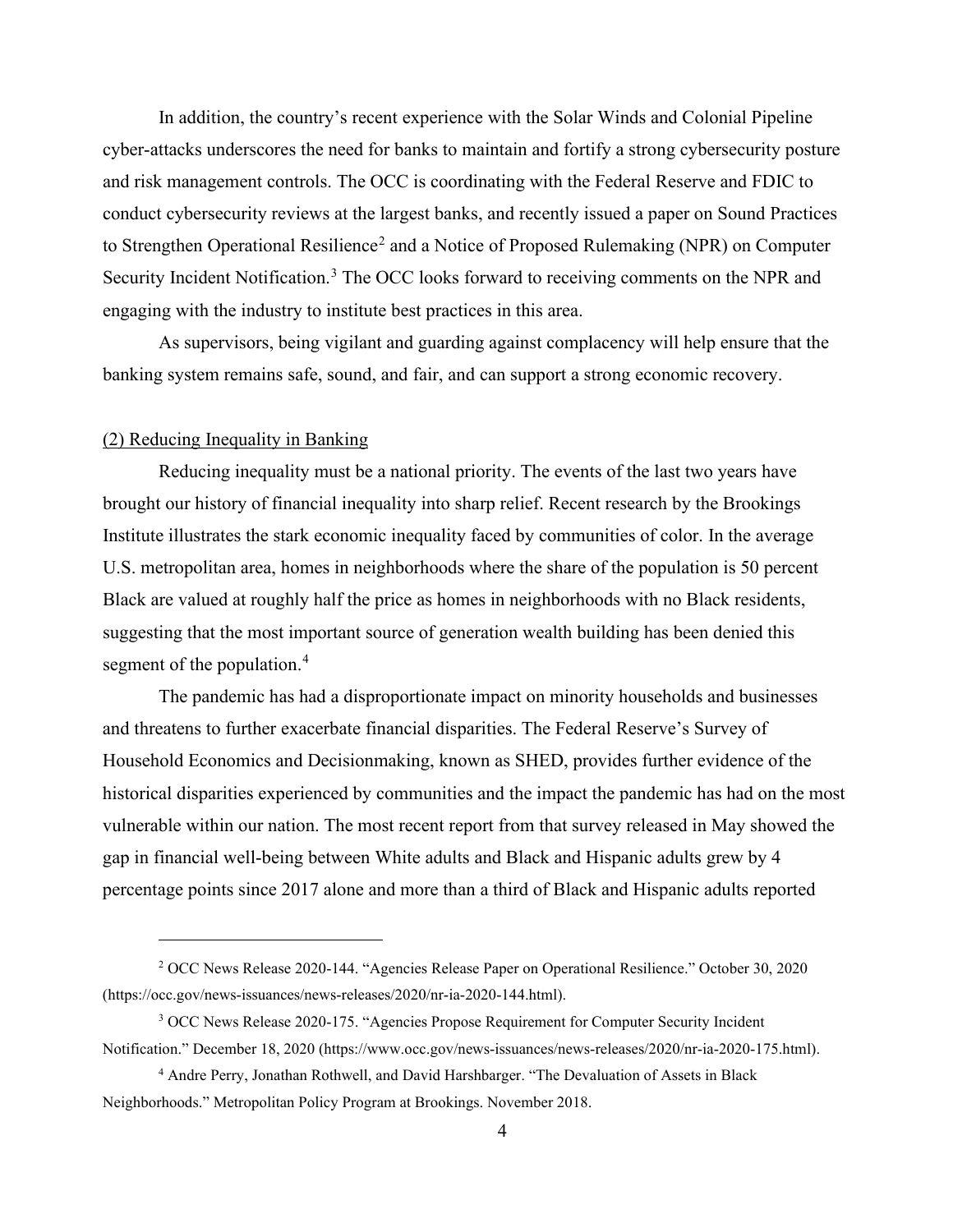In addition, the country's recent experience with the Solar Winds and Colonial Pipeline cyber-attacks underscores the need for banks to maintain and fortify a strong cybersecurity posture and risk management controls. The OCC is coordinating with the Federal Reserve and FDIC to conduct cybersecurity reviews at the largest banks, and recently issued a paper on Sound Practices to Strengthen Operational Resilience[2] and a Notice of Proposed Rulemaking (NPR) on Computer Security Incident Notification.[3] The OCC looks forward to receiving comments on the NPR and engaging with the industry to institute best practices in this area.

As supervisors, being vigilant and guarding against complacency will help ensure that the banking system remains safe, sound, and fair, and can support a strong economic recovery.

<u>(2) Reducing Inequality in Banking</u>

Reducing inequality must be a national priority. The events of the last two years have brought our history of financial inequality into sharp relief. Recent research by the Brookings Institute illustrates the stark economic inequality faced by communities of color. In the average U.S. metropolitan area, homes in neighborhoods where the share of the population is 50 percent Black are valued at roughly half the price as homes in neighborhoods with no Black residents, suggesting that the most important source of generation wealth building has been denied this segment of the population.[4]

The pandemic has had a disproportionate impact on minority households and businesses and threatens to further exacerbate financial disparities. The Federal Reserve's Survey of Household Economics and Decisionmaking, known as SHED, provides further evidence of the historical disparities experienced by communities and the impact the pandemic has had on the most vulnerable within our nation. The most recent report from that survey released in May showed the gap in financial well-being between White adults and Black and Hispanic adults grew by 4 percentage points since 2017 alone and more than a third of Black and Hispanic adults reported

---

[2] OCC News Release 2020-144. "Agencies Release Paper on Operational Resilience." October 30, 2020 (https://occ.gov/news-issuances/news-releases/2020/nr-ia-2020-144.html).

[3] OCC News Release 2020-175. "Agencies Propose Requirement for Computer Security Incident Notification." December 18, 2020 (https://www.occ.gov/news-issuances/news-releases/2020/nr-ia-2020-175.html).

[4] Andre Perry, Jonathan Rothwell, and David Harshbarger. "The Devaluation of Assets in Black Neighborhoods." Metropolitan Policy Program at Brookings. November 2018.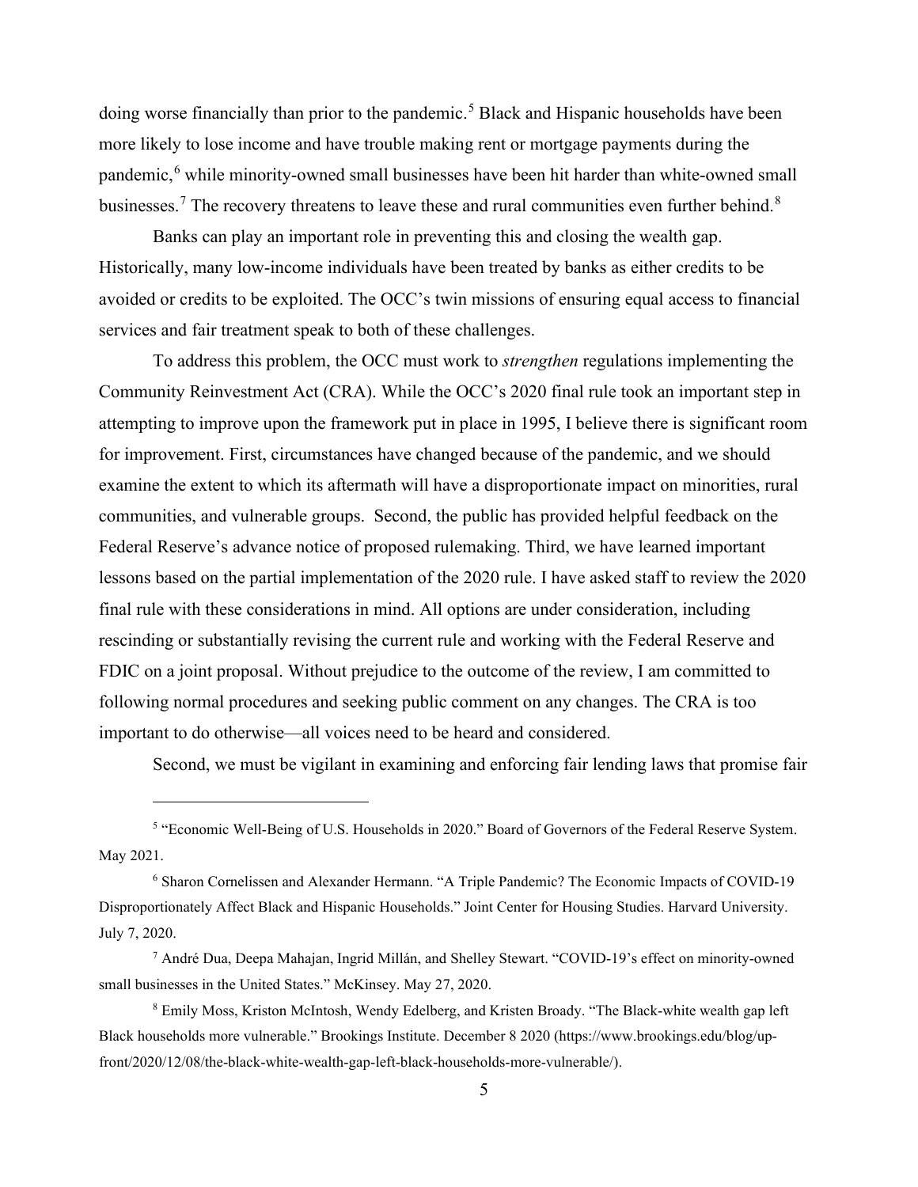doing worse financially than prior to the pandemic.[5] Black and Hispanic households have been more likely to lose income and have trouble making rent or mortgage payments during the pandemic,[6] while minority-owned small businesses have been hit harder than white-owned small businesses.[7] The recovery threatens to leave these and rural communities even further behind.[8]

Banks can play an important role in preventing this and closing the wealth gap. Historically, many low-income individuals have been treated by banks as either credits to be avoided or credits to be exploited. The OCC's twin missions of ensuring equal access to financial services and fair treatment speak to both of these challenges.

To address this problem, the OCC must work to *strengthen* regulations implementing the Community Reinvestment Act (CRA). While the OCC's 2020 final rule took an important step in attempting to improve upon the framework put in place in 1995, I believe there is significant room for improvement. First, circumstances have changed because of the pandemic, and we should examine the extent to which its aftermath will have a disproportionate impact on minorities, rural communities, and vulnerable groups. Second, the public has provided helpful feedback on the Federal Reserve's advance notice of proposed rulemaking. Third, we have learned important lessons based on the partial implementation of the 2020 rule. I have asked staff to review the 2020 final rule with these considerations in mind. All options are under consideration, including rescinding or substantially revising the current rule and working with the Federal Reserve and FDIC on a joint proposal. Without prejudice to the outcome of the review, I am committed to following normal procedures and seeking public comment on any changes. The CRA is too important to do otherwise—all voices need to be heard and considered.

Second, we must be vigilant in examining and enforcing fair lending laws that promise fair

---

[5] "Economic Well-Being of U.S. Households in 2020." Board of Governors of the Federal Reserve System. May 2021.

[6] Sharon Cornelissen and Alexander Hermann. "A Triple Pandemic? The Economic Impacts of COVID-19 Disproportionately Affect Black and Hispanic Households." Joint Center for Housing Studies. Harvard University. July 7, 2020.

[7] André Dua, Deepa Mahajan, Ingrid Millán, and Shelley Stewart. "COVID-19's effect on minority-owned small businesses in the United States." McKinsey. May 27, 2020.

[8] Emily Moss, Kriston McIntosh, Wendy Edelberg, and Kristen Broady. "The Black-white wealth gap left Black households more vulnerable." Brookings Institute. December 8 2020 (https://www.brookings.edu/blog/up-front/2020/12/08/the-black-white-wealth-gap-left-black-households-more-vulnerable/).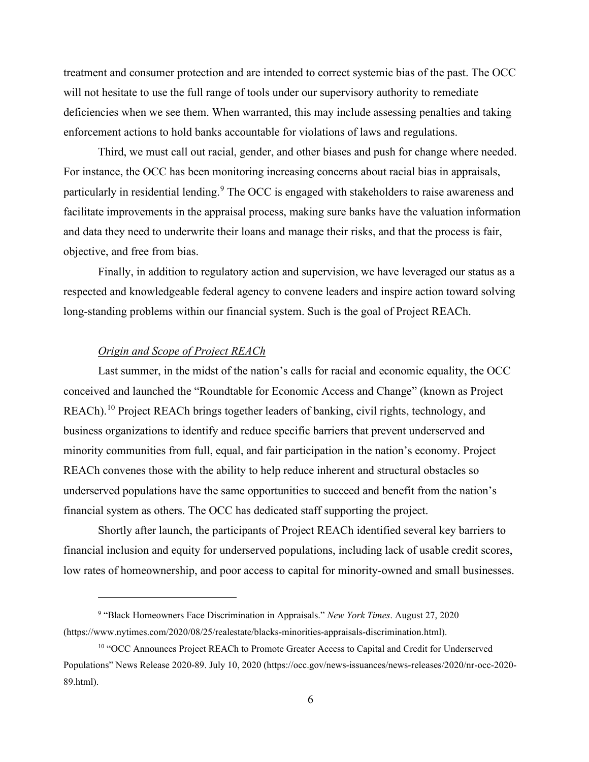treatment and consumer protection and are intended to correct systemic bias of the past. The OCC will not hesitate to use the full range of tools under our supervisory authority to remediate deficiencies when we see them. When warranted, this may include assessing penalties and taking enforcement actions to hold banks accountable for violations of laws and regulations.

Third, we must call out racial, gender, and other biases and push for change where needed. For instance, the OCC has been monitoring increasing concerns about racial bias in appraisals, particularly in residential lending.[9] The OCC is engaged with stakeholders to raise awareness and facilitate improvements in the appraisal process, making sure banks have the valuation information and data they need to underwrite their loans and manage their risks, and that the process is fair, objective, and free from bias.

Finally, in addition to regulatory action and supervision, we have leveraged our status as a respected and knowledgeable federal agency to convene leaders and inspire action toward solving long-standing problems within our financial system. Such is the goal of Project REACh.

*Origin and Scope of Project REACh*

Last summer, in the midst of the nation's calls for racial and economic equality, the OCC conceived and launched the "Roundtable for Economic Access and Change" (known as Project REACh).[10] Project REACh brings together leaders of banking, civil rights, technology, and business organizations to identify and reduce specific barriers that prevent underserved and minority communities from full, equal, and fair participation in the nation's economy. Project REACh convenes those with the ability to help reduce inherent and structural obstacles so underserved populations have the same opportunities to succeed and benefit from the nation's financial system as others. The OCC has dedicated staff supporting the project.

Shortly after launch, the participants of Project REACh identified several key barriers to financial inclusion and equity for underserved populations, including lack of usable credit scores, low rates of homeownership, and poor access to capital for minority-owned and small businesses.

---

[9] "Black Homeowners Face Discrimination in Appraisals." *New York Times*. August 27, 2020 (https://www.nytimes.com/2020/08/25/realestate/blacks-minorities-appraisals-discrimination.html).

[10] "OCC Announces Project REACh to Promote Greater Access to Capital and Credit for Underserved Populations" News Release 2020-89. July 10, 2020 (https://occ.gov/news-issuances/news-releases/2020/nr-occ-2020-89.html).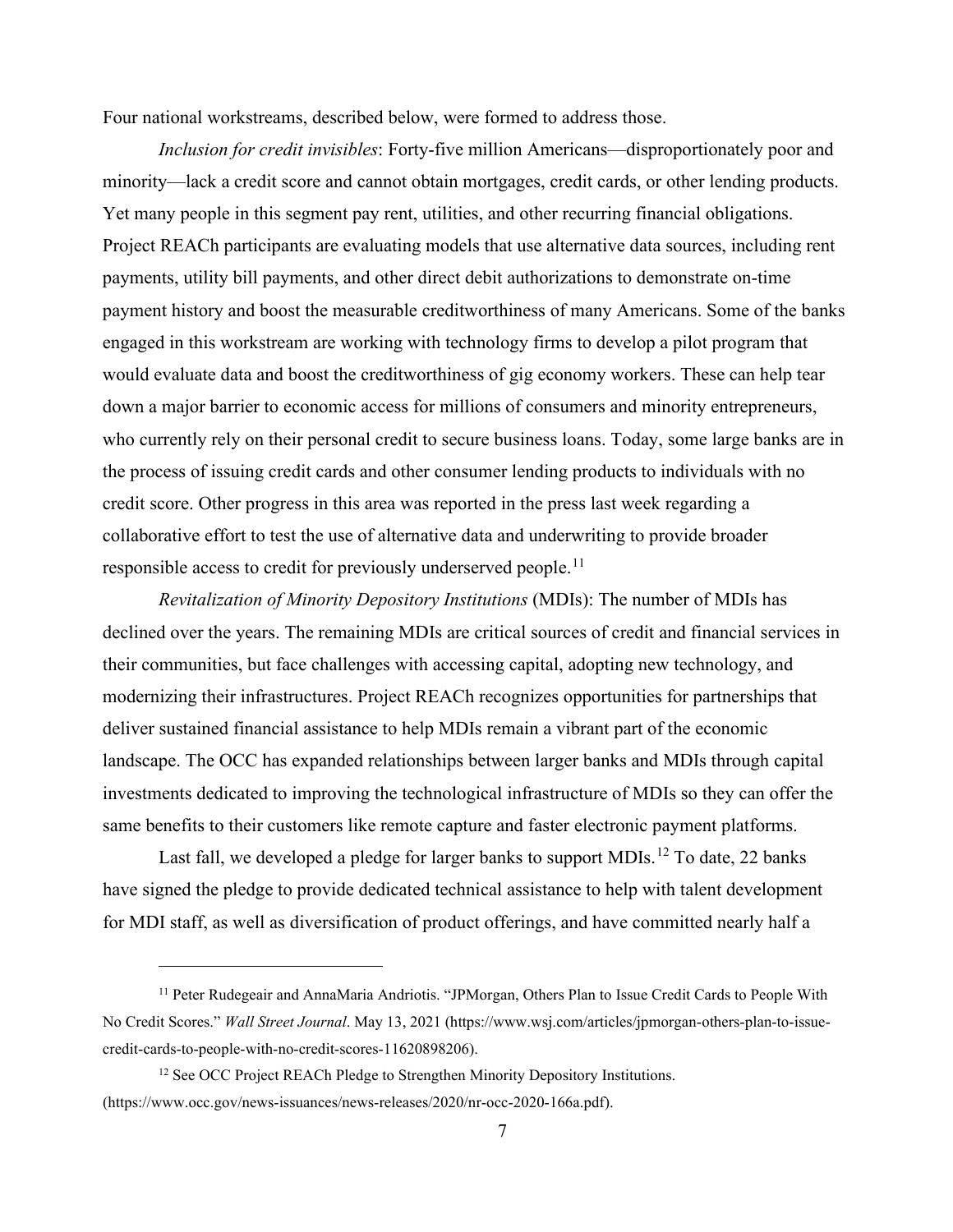Four national workstreams, described below, were formed to address those.

*Inclusion for credit invisibles*: Forty-five million Americans—disproportionately poor and minority—lack a credit score and cannot obtain mortgages, credit cards, or other lending products. Yet many people in this segment pay rent, utilities, and other recurring financial obligations. Project REACh participants are evaluating models that use alternative data sources, including rent payments, utility bill payments, and other direct debit authorizations to demonstrate on-time payment history and boost the measurable creditworthiness of many Americans. Some of the banks engaged in this workstream are working with technology firms to develop a pilot program that would evaluate data and boost the creditworthiness of gig economy workers. These can help tear down a major barrier to economic access for millions of consumers and minority entrepreneurs, who currently rely on their personal credit to secure business loans. Today, some large banks are in the process of issuing credit cards and other consumer lending products to individuals with no credit score. Other progress in this area was reported in the press last week regarding a collaborative effort to test the use of alternative data and underwriting to provide broader responsible access to credit for previously underserved people.[11]

*Revitalization of Minority Depository Institutions* (MDIs): The number of MDIs has declined over the years. The remaining MDIs are critical sources of credit and financial services in their communities, but face challenges with accessing capital, adopting new technology, and modernizing their infrastructures. Project REACh recognizes opportunities for partnerships that deliver sustained financial assistance to help MDIs remain a vibrant part of the economic landscape. The OCC has expanded relationships between larger banks and MDIs through capital investments dedicated to improving the technological infrastructure of MDIs so they can offer the same benefits to their customers like remote capture and faster electronic payment platforms.

Last fall, we developed a pledge for larger banks to support MDIs.[12] To date, 22 banks have signed the pledge to provide dedicated technical assistance to help with talent development for MDI staff, as well as diversification of product offerings, and have committed nearly half a

---

[11] Peter Rudegeair and AnnaMaria Andriotis. "JPMorgan, Others Plan to Issue Credit Cards to People With No Credit Scores." *Wall Street Journal*. May 13, 2021 (https://www.wsj.com/articles/jpmorgan-others-plan-to-issue-credit-cards-to-people-with-no-credit-scores-11620898206).

[12] See OCC Project REACh Pledge to Strengthen Minority Depository Institutions. (https://www.occ.gov/news-issuances/news-releases/2020/nr-occ-2020-166a.pdf).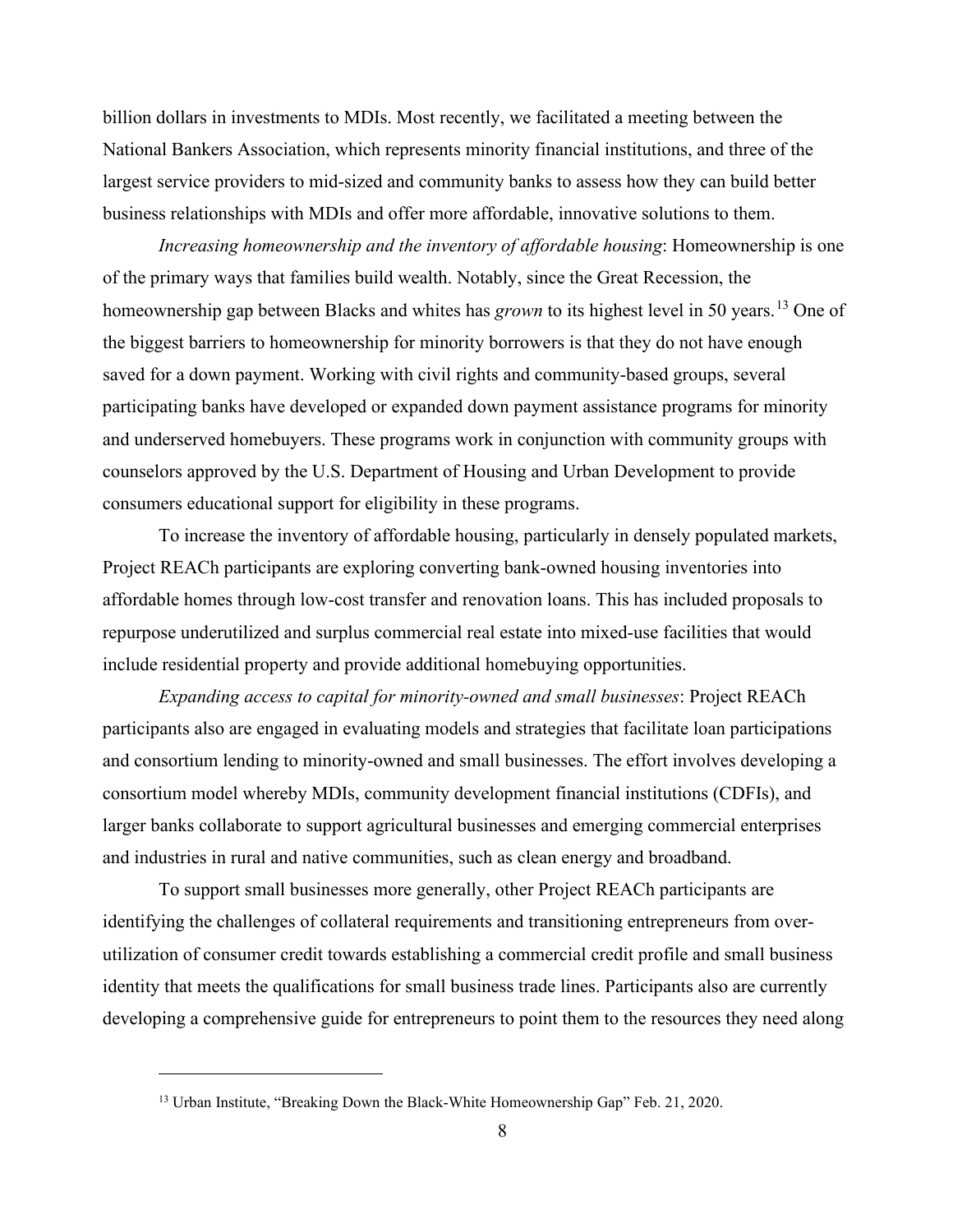billion dollars in investments to MDIs. Most recently, we facilitated a meeting between the National Bankers Association, which represents minority financial institutions, and three of the largest service providers to mid-sized and community banks to assess how they can build better business relationships with MDIs and offer more affordable, innovative solutions to them.

*Increasing homeownership and the inventory of affordable housing*: Homeownership is one of the primary ways that families build wealth. Notably, since the Great Recession, the homeownership gap between Blacks and whites has *grown* to its highest level in 50 years.[13] One of the biggest barriers to homeownership for minority borrowers is that they do not have enough saved for a down payment. Working with civil rights and community-based groups, several participating banks have developed or expanded down payment assistance programs for minority and underserved homebuyers. These programs work in conjunction with community groups with counselors approved by the U.S. Department of Housing and Urban Development to provide consumers educational support for eligibility in these programs.

To increase the inventory of affordable housing, particularly in densely populated markets, Project REACh participants are exploring converting bank-owned housing inventories into affordable homes through low-cost transfer and renovation loans. This has included proposals to repurpose underutilized and surplus commercial real estate into mixed-use facilities that would include residential property and provide additional homebuying opportunities.

*Expanding access to capital for minority-owned and small businesses*: Project REACh participants also are engaged in evaluating models and strategies that facilitate loan participations and consortium lending to minority-owned and small businesses. The effort involves developing a consortium model whereby MDIs, community development financial institutions (CDFIs), and larger banks collaborate to support agricultural businesses and emerging commercial enterprises and industries in rural and native communities, such as clean energy and broadband.

To support small businesses more generally, other Project REACh participants are identifying the challenges of collateral requirements and transitioning entrepreneurs from over-utilization of consumer credit towards establishing a commercial credit profile and small business identity that meets the qualifications for small business trade lines. Participants also are currently developing a comprehensive guide for entrepreneurs to point them to the resources they need along

---

[13] Urban Institute, "Breaking Down the Black-White Homeownership Gap" Feb. 21, 2020.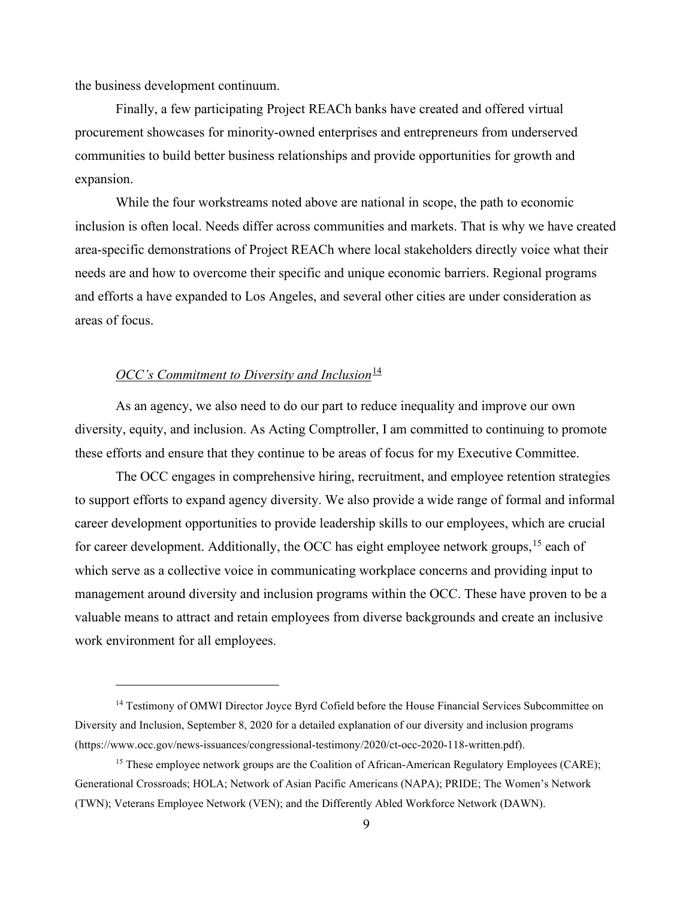the business development continuum.

Finally, a few participating Project REACh banks have created and offered virtual procurement showcases for minority-owned enterprises and entrepreneurs from underserved communities to build better business relationships and provide opportunities for growth and expansion.

While the four workstreams noted above are national in scope, the path to economic inclusion is often local. Needs differ across communities and markets. That is why we have created area-specific demonstrations of Project REACh where local stakeholders directly voice what their needs are and how to overcome their specific and unique economic barriers. Regional programs and efforts a have expanded to Los Angeles, and several other cities are under consideration as areas of focus.

*OCC's Commitment to Diversity and Inclusion*[14]

As an agency, we also need to do our part to reduce inequality and improve our own diversity, equity, and inclusion. As Acting Comptroller, I am committed to continuing to promote these efforts and ensure that they continue to be areas of focus for my Executive Committee.

The OCC engages in comprehensive hiring, recruitment, and employee retention strategies to support efforts to expand agency diversity. We also provide a wide range of formal and informal career development opportunities to provide leadership skills to our employees, which are crucial for career development. Additionally, the OCC has eight employee network groups,[15] each of which serve as a collective voice in communicating workplace concerns and providing input to management around diversity and inclusion programs within the OCC. These have proven to be a valuable means to attract and retain employees from diverse backgrounds and create an inclusive work environment for all employees.

---

[14] Testimony of OMWI Director Joyce Byrd Cofield before the House Financial Services Subcommittee on Diversity and Inclusion, September 8, 2020 for a detailed explanation of our diversity and inclusion programs (https://www.occ.gov/news-issuances/congressional-testimony/2020/ct-occ-2020-118-written.pdf).

[15] These employee network groups are the Coalition of African-American Regulatory Employees (CARE); Generational Crossroads; HOLA; Network of Asian Pacific Americans (NAPA); PRIDE; The Women's Network (TWN); Veterans Employee Network (VEN); and the Differently Abled Workforce Network (DAWN).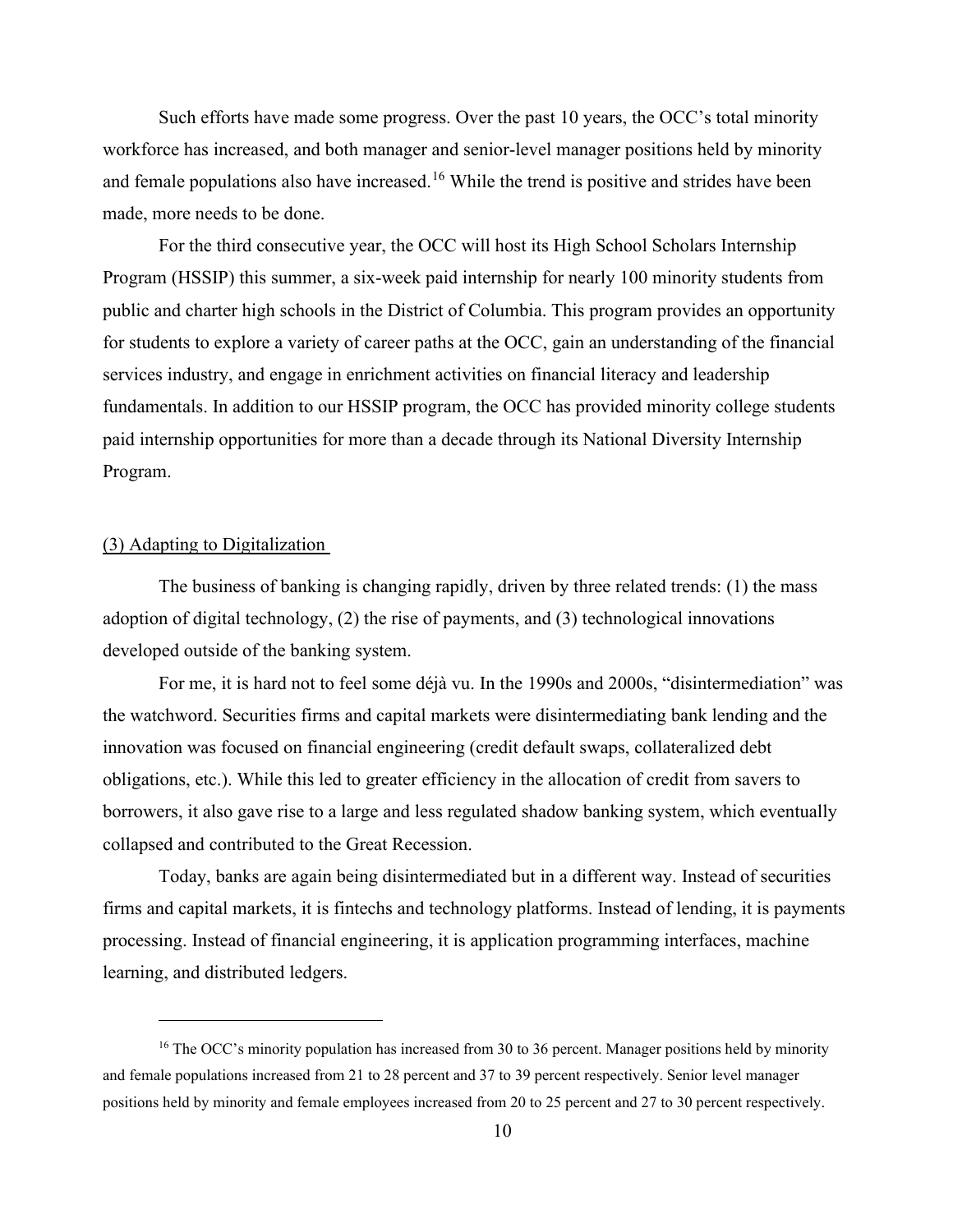Such efforts have made some progress. Over the past 10 years, the OCC's total minority workforce has increased, and both manager and senior-level manager positions held by minority and female populations also have increased.[16] While the trend is positive and strides have been made, more needs to be done.

For the third consecutive year, the OCC will host its High School Scholars Internship Program (HSSIP) this summer, a six-week paid internship for nearly 100 minority students from public and charter high schools in the District of Columbia. This program provides an opportunity for students to explore a variety of career paths at the OCC, gain an understanding of the financial services industry, and engage in enrichment activities on financial literacy and leadership fundamentals. In addition to our HSSIP program, the OCC has provided minority college students paid internship opportunities for more than a decade through its National Diversity Internship Program.

### (3) Adapting to Digitalization

The business of banking is changing rapidly, driven by three related trends: (1) the mass adoption of digital technology, (2) the rise of payments, and (3) technological innovations developed outside of the banking system.

For me, it is hard not to feel some déjà vu. In the 1990s and 2000s, "disintermediation" was the watchword. Securities firms and capital markets were disintermediating bank lending and the innovation was focused on financial engineering (credit default swaps, collateralized debt obligations, etc.). While this led to greater efficiency in the allocation of credit from savers to borrowers, it also gave rise to a large and less regulated shadow banking system, which eventually collapsed and contributed to the Great Recession.

Today, banks are again being disintermediated but in a different way. Instead of securities firms and capital markets, it is fintechs and technology platforms. Instead of lending, it is payments processing. Instead of financial engineering, it is application programming interfaces, machine learning, and distributed ledgers.

---

[16] The OCC's minority population has increased from 30 to 36 percent. Manager positions held by minority and female populations increased from 21 to 28 percent and 37 to 39 percent respectively. Senior level manager positions held by minority and female employees increased from 20 to 25 percent and 27 to 30 percent respectively.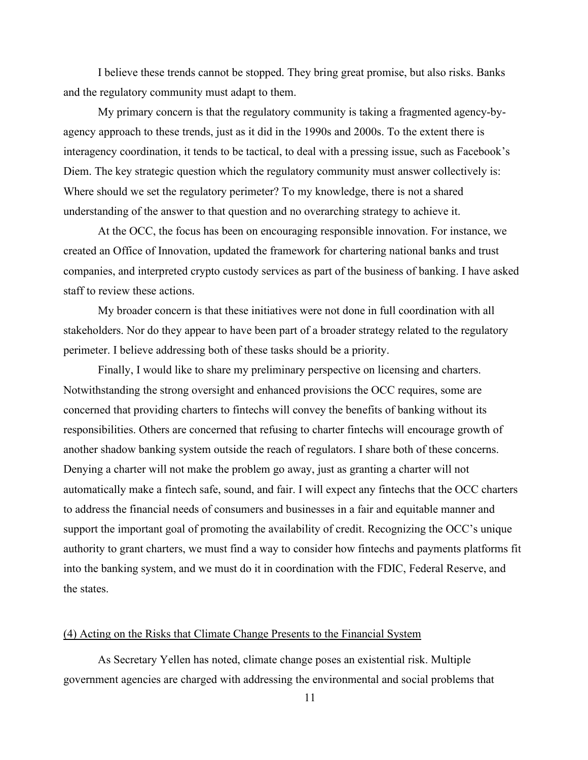I believe these trends cannot be stopped. They bring great promise, but also risks. Banks and the regulatory community must adapt to them.

My primary concern is that the regulatory community is taking a fragmented agency-by-agency approach to these trends, just as it did in the 1990s and 2000s. To the extent there is interagency coordination, it tends to be tactical, to deal with a pressing issue, such as Facebook's Diem. The key strategic question which the regulatory community must answer collectively is: Where should we set the regulatory perimeter? To my knowledge, there is not a shared understanding of the answer to that question and no overarching strategy to achieve it.

At the OCC, the focus has been on encouraging responsible innovation. For instance, we created an Office of Innovation, updated the framework for chartering national banks and trust companies, and interpreted crypto custody services as part of the business of banking. I have asked staff to review these actions.

My broader concern is that these initiatives were not done in full coordination with all stakeholders. Nor do they appear to have been part of a broader strategy related to the regulatory perimeter. I believe addressing both of these tasks should be a priority.

Finally, I would like to share my preliminary perspective on licensing and charters. Notwithstanding the strong oversight and enhanced provisions the OCC requires, some are concerned that providing charters to fintechs will convey the benefits of banking without its responsibilities. Others are concerned that refusing to charter fintechs will encourage growth of another shadow banking system outside the reach of regulators. I share both of these concerns. Denying a charter will not make the problem go away, just as granting a charter will not automatically make a fintech safe, sound, and fair. I will expect any fintechs that the OCC charters to address the financial needs of consumers and businesses in a fair and equitable manner and support the important goal of promoting the availability of credit. Recognizing the OCC's unique authority to grant charters, we must find a way to consider how fintechs and payments platforms fit into the banking system, and we must do it in coordination with the FDIC, Federal Reserve, and the states.

## (4) Acting on the Risks that Climate Change Presents to the Financial System

As Secretary Yellen has noted, climate change poses an existential risk. Multiple government agencies are charged with addressing the environmental and social problems that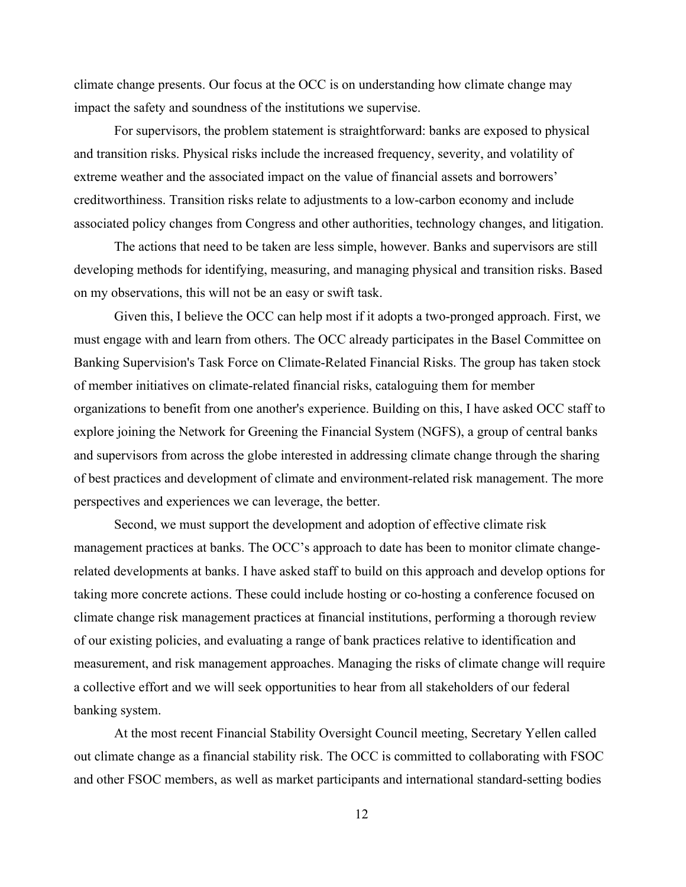climate change presents. Our focus at the OCC is on understanding how climate change may impact the safety and soundness of the institutions we supervise.

For supervisors, the problem statement is straightforward: banks are exposed to physical and transition risks. Physical risks include the increased frequency, severity, and volatility of extreme weather and the associated impact on the value of financial assets and borrowers' creditworthiness. Transition risks relate to adjustments to a low-carbon economy and include associated policy changes from Congress and other authorities, technology changes, and litigation.

The actions that need to be taken are less simple, however. Banks and supervisors are still developing methods for identifying, measuring, and managing physical and transition risks. Based on my observations, this will not be an easy or swift task.

Given this, I believe the OCC can help most if it adopts a two-pronged approach. First, we must engage with and learn from others. The OCC already participates in the Basel Committee on Banking Supervision's Task Force on Climate-Related Financial Risks. The group has taken stock of member initiatives on climate-related financial risks, cataloguing them for member organizations to benefit from one another's experience. Building on this, I have asked OCC staff to explore joining the Network for Greening the Financial System (NGFS), a group of central banks and supervisors from across the globe interested in addressing climate change through the sharing of best practices and development of climate and environment-related risk management. The more perspectives and experiences we can leverage, the better.

Second, we must support the development and adoption of effective climate risk management practices at banks. The OCC's approach to date has been to monitor climate change-related developments at banks. I have asked staff to build on this approach and develop options for taking more concrete actions. These could include hosting or co-hosting a conference focused on climate change risk management practices at financial institutions, performing a thorough review of our existing policies, and evaluating a range of bank practices relative to identification and measurement, and risk management approaches. Managing the risks of climate change will require a collective effort and we will seek opportunities to hear from all stakeholders of our federal banking system.

At the most recent Financial Stability Oversight Council meeting, Secretary Yellen called out climate change as a financial stability risk. The OCC is committed to collaborating with FSOC and other FSOC members, as well as market participants and international standard-setting bodies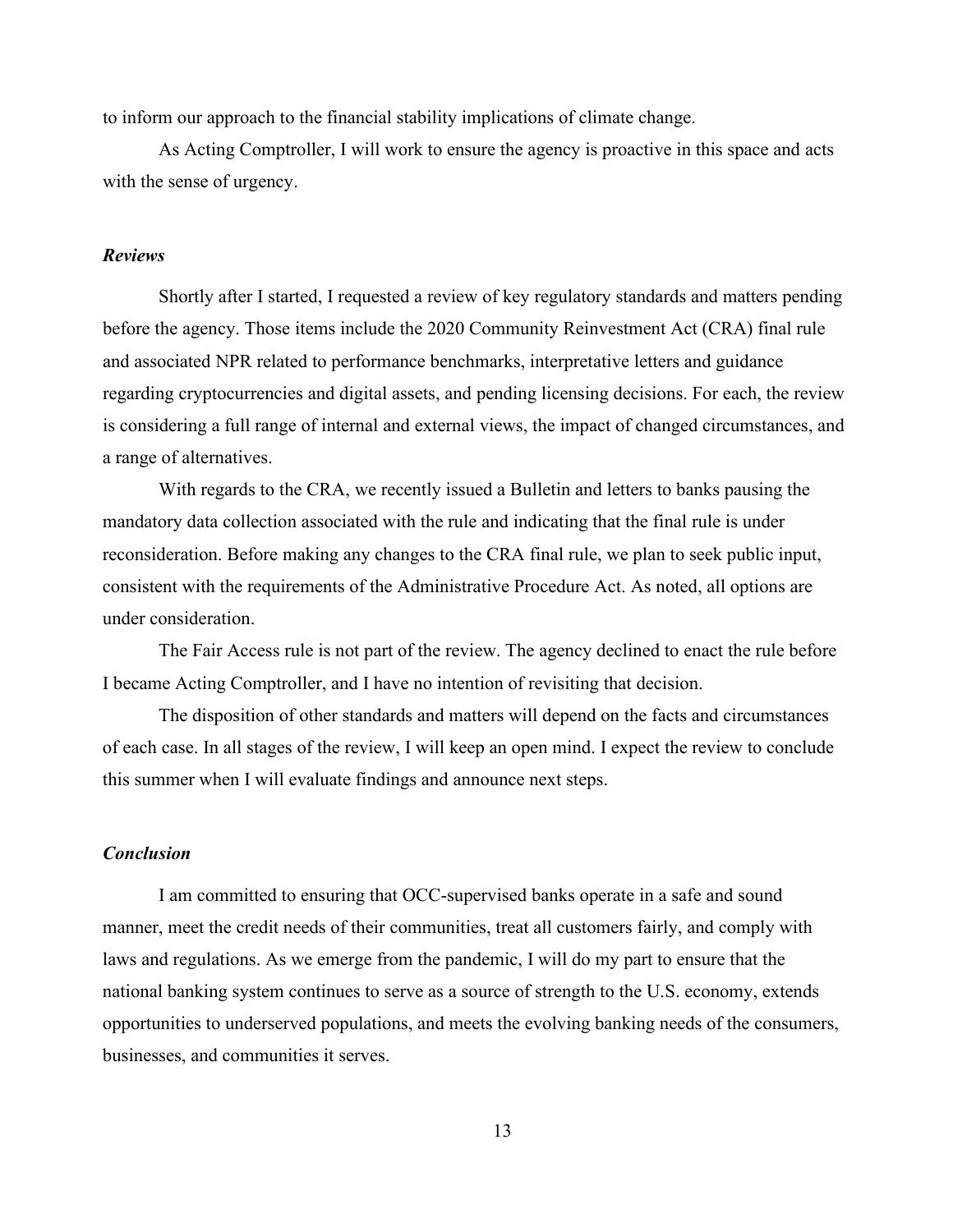to inform our approach to the financial stability implications of climate change.

As Acting Comptroller, I will work to ensure the agency is proactive in this space and acts with the sense of urgency.

### *Reviews*

Shortly after I started, I requested a review of key regulatory standards and matters pending before the agency. Those items include the 2020 Community Reinvestment Act (CRA) final rule and associated NPR related to performance benchmarks, interpretative letters and guidance regarding cryptocurrencies and digital assets, and pending licensing decisions. For each, the review is considering a full range of internal and external views, the impact of changed circumstances, and a range of alternatives.

With regards to the CRA, we recently issued a Bulletin and letters to banks pausing the mandatory data collection associated with the rule and indicating that the final rule is under reconsideration. Before making any changes to the CRA final rule, we plan to seek public input, consistent with the requirements of the Administrative Procedure Act. As noted, all options are under consideration.

The Fair Access rule is not part of the review. The agency declined to enact the rule before I became Acting Comptroller, and I have no intention of revisiting that decision.

The disposition of other standards and matters will depend on the facts and circumstances of each case. In all stages of the review, I will keep an open mind. I expect the review to conclude this summer when I will evaluate findings and announce next steps.

### *Conclusion*

I am committed to ensuring that OCC-supervised banks operate in a safe and sound manner, meet the credit needs of their communities, treat all customers fairly, and comply with laws and regulations. As we emerge from the pandemic, I will do my part to ensure that the national banking system continues to serve as a source of strength to the U.S. economy, extends opportunities to underserved populations, and meets the evolving banking needs of the consumers, businesses, and communities it serves.